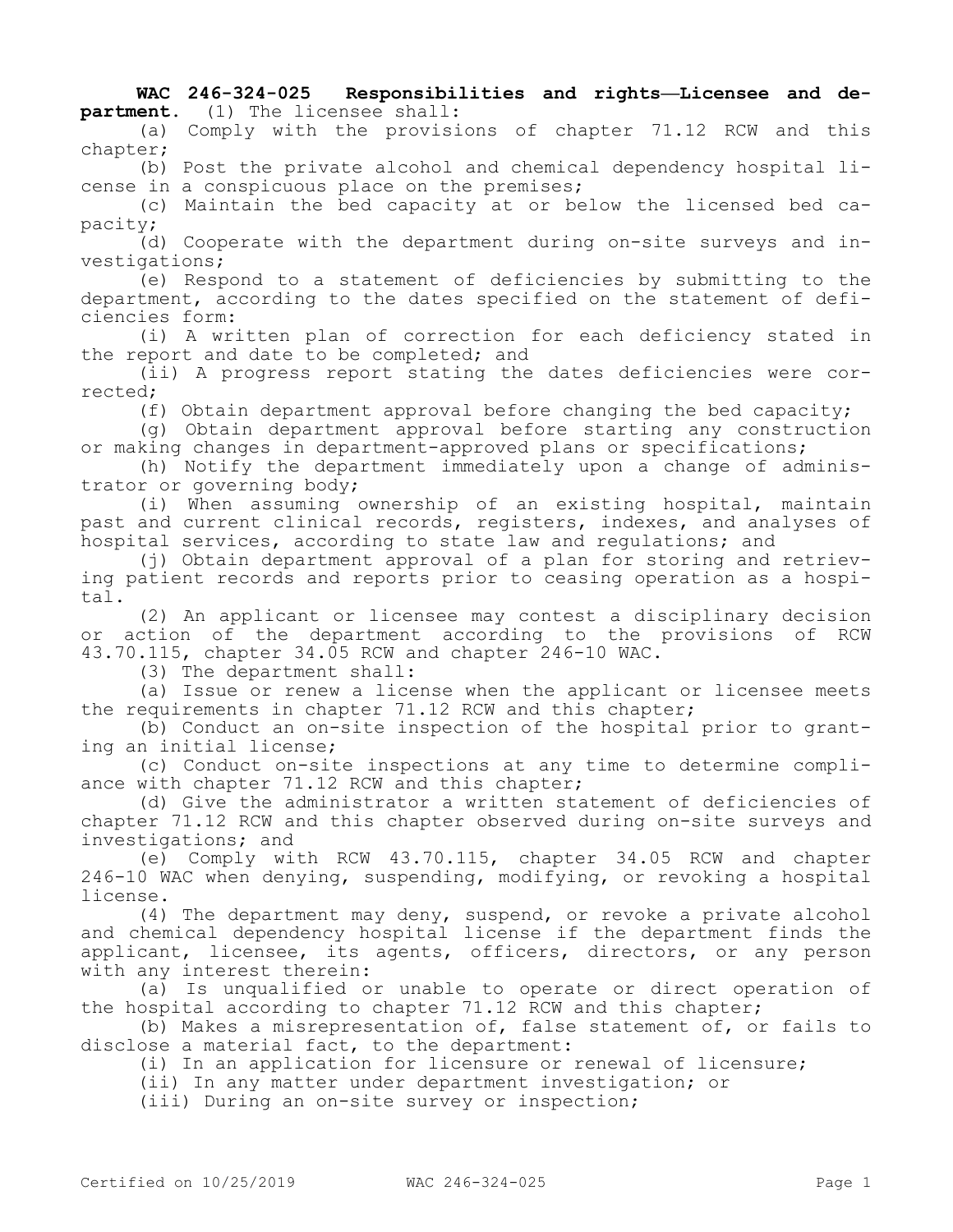**WAC 246-324-025 Responsibilities and rights—Licensee and department.** (1) The licensee shall:

(a) Comply with the provisions of chapter 71.12 RCW and this chapter;

(b) Post the private alcohol and chemical dependency hospital license in a conspicuous place on the premises;

(c) Maintain the bed capacity at or below the licensed bed capacity;

(d) Cooperate with the department during on-site surveys and investigations;

(e) Respond to a statement of deficiencies by submitting to the department, according to the dates specified on the statement of deficiencies form:

(i) A written plan of correction for each deficiency stated in the report and date to be completed; and

(ii) A progress report stating the dates deficiencies were corrected;

(f) Obtain department approval before changing the bed capacity;

(g) Obtain department approval before starting any construction or making changes in department-approved plans or specifications;

(h) Notify the department immediately upon a change of administrator or governing body;

(i) When assuming ownership of an existing hospital, maintain past and current clinical records, registers, indexes, and analyses of hospital services, according to state law and regulations; and

(j) Obtain department approval of a plan for storing and retrieving patient records and reports prior to ceasing operation as a hospital.

(2) An applicant or licensee may contest a disciplinary decision or action of the department according to the provisions of RCW 43.70.115, chapter 34.05 RCW and chapter 246-10 WAC.

(3) The department shall:

(a) Issue or renew a license when the applicant or licensee meets the requirements in chapter 71.12 RCW and this chapter;

(b) Conduct an on-site inspection of the hospital prior to granting an initial license;

(c) Conduct on-site inspections at any time to determine compliance with chapter 71.12 RCW and this chapter;

(d) Give the administrator a written statement of deficiencies of chapter 71.12 RCW and this chapter observed during on-site surveys and investigations; and

(e) Comply with RCW 43.70.115, chapter 34.05 RCW and chapter 246-10 WAC when denying, suspending, modifying, or revoking a hospital license.

(4) The department may deny, suspend, or revoke a private alcohol and chemical dependency hospital license if the department finds the applicant, licensee, its agents, officers, directors, or any person with any interest therein:

(a) Is unqualified or unable to operate or direct operation of the hospital according to chapter 71.12 RCW and this chapter;

(b) Makes a misrepresentation of, false statement of, or fails to disclose a material fact, to the department:

(i) In an application for licensure or renewal of licensure;

(ii) In any matter under department investigation; or

(iii) During an on-site survey or inspection;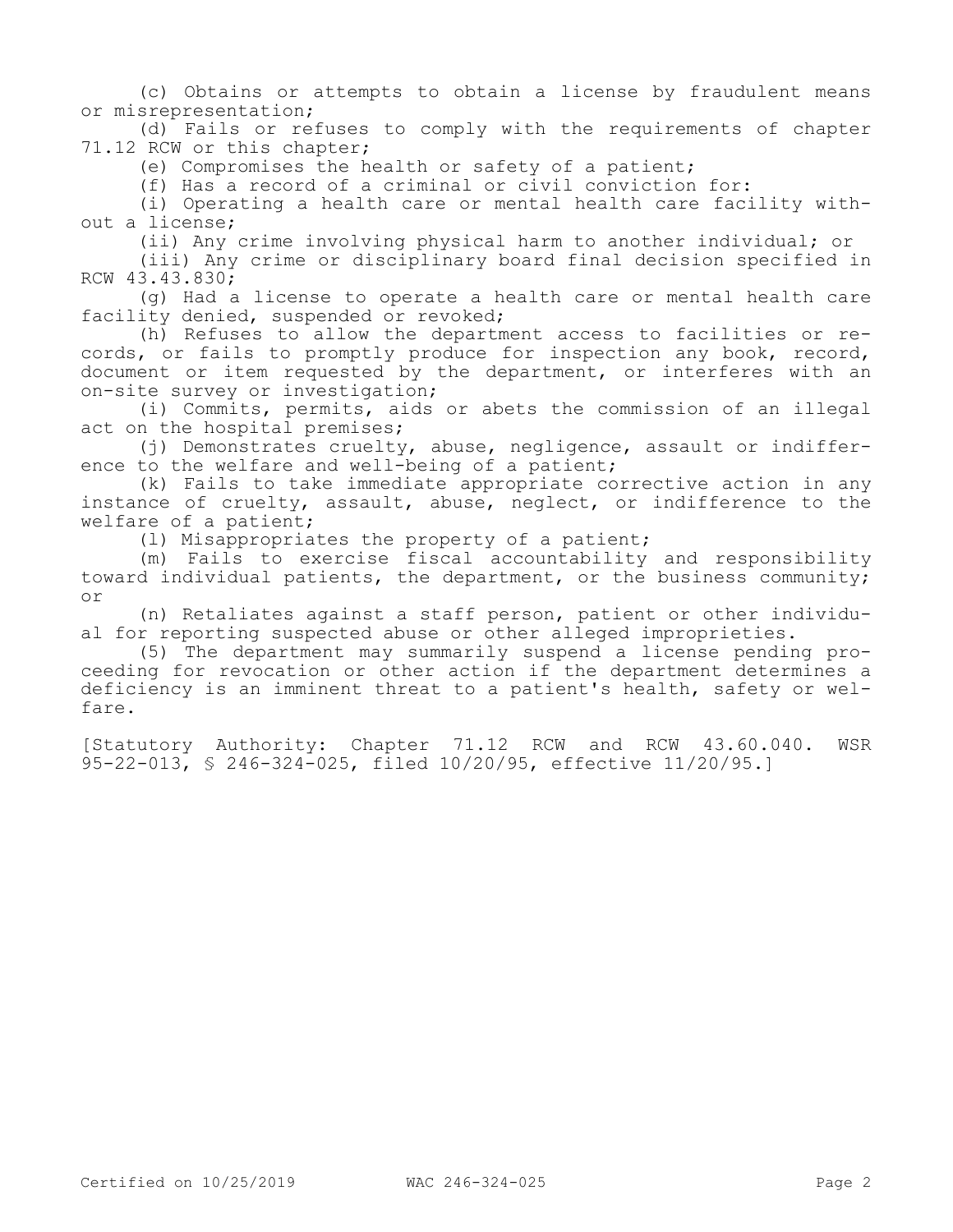(c) Obtains or attempts to obtain a license by fraudulent means or misrepresentation;

(d) Fails or refuses to comply with the requirements of chapter 71.12 RCW or this chapter;

(e) Compromises the health or safety of a patient;

(f) Has a record of a criminal or civil conviction for:

(i) Operating a health care or mental health care facility without a license;

(ii) Any crime involving physical harm to another individual; or

(iii) Any crime or disciplinary board final decision specified in RCW 43.43.830;

(g) Had a license to operate a health care or mental health care facility denied, suspended or revoked;

(h) Refuses to allow the department access to facilities or records, or fails to promptly produce for inspection any book, record, document or item requested by the department, or interferes with an on-site survey or investigation;

(i) Commits, permits, aids or abets the commission of an illegal act on the hospital premises;

(j) Demonstrates cruelty, abuse, negligence, assault or indifference to the welfare and well-being of a patient;

(k) Fails to take immediate appropriate corrective action in any instance of cruelty, assault, abuse, neglect, or indifference to the welfare of a patient;

(l) Misappropriates the property of a patient;

(m) Fails to exercise fiscal accountability and responsibility toward individual patients, the department, or the business community; or

(n) Retaliates against a staff person, patient or other individual for reporting suspected abuse or other alleged improprieties.

(5) The department may summarily suspend a license pending proceeding for revocation or other action if the department determines a deficiency is an imminent threat to a patient's health, safety or welfare.

[Statutory Authority: Chapter 71.12 RCW and RCW 43.60.040. WSR 95-22-013, § 246-324-025, filed 10/20/95, effective 11/20/95.]